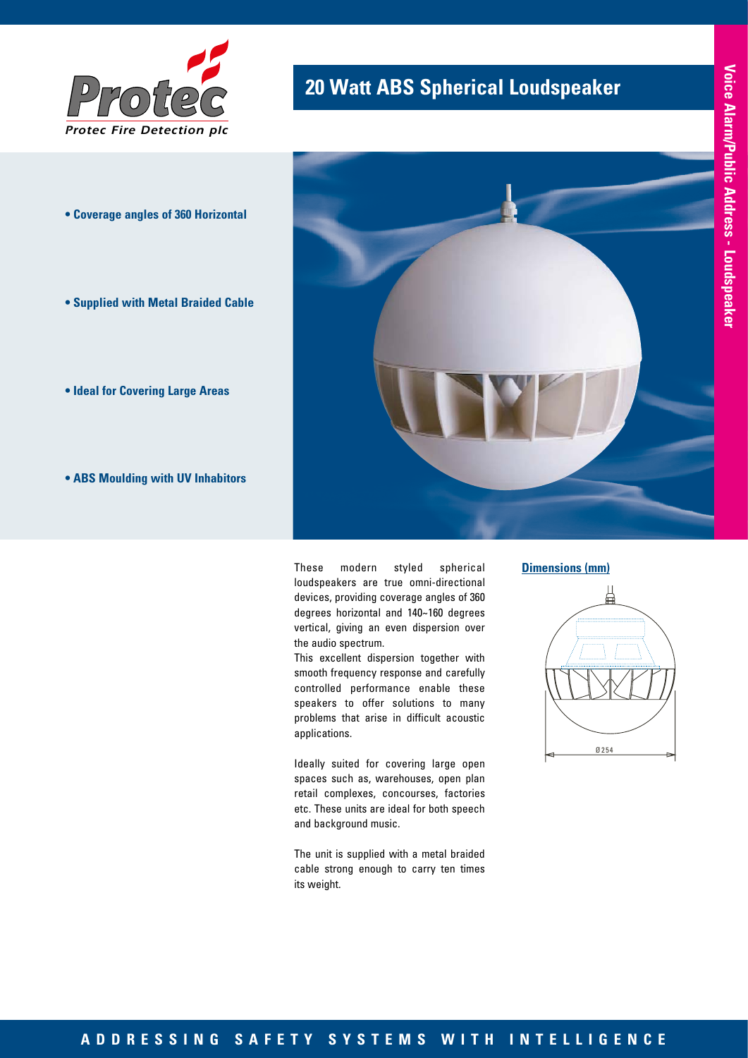Protec

*Protec Fire Detection plc*

# 20 Watt ABS Spherical Loudspeaker

Voice Alarm/Public Address - Loudspeaker

- **Coverage angles of 360 Horizontal**
- **Supplied with Metal Braided Cable**
- **Ideal for Covering Large Areas**
- **ABS Moulding with UV Inhabitors**

These modern styled spherical loudspeakers are true omni-directional devices, providing coverage angles of 360 degrees horizontal and 140~160 degrees vertical, giving an even dispersion over the audio spectrum.

This excellent dispersion together with smooth frequency response and carefully controlled performance enable these speakers to offer solutions to many problems that arise in difficult acoustic applications.

Ideally suited for covering large open spaces such as, warehouses, open plan retail complexes, concourses, factories etc. These units are ideal for both speech and background music.

The unit is supplied with a metal braided cable strong enough to carry ten times its weight.

**Dimensions (mm)**

Ø254

**ADDRESSING SAFETY SYSTEMS WITH INTELLIGENCE**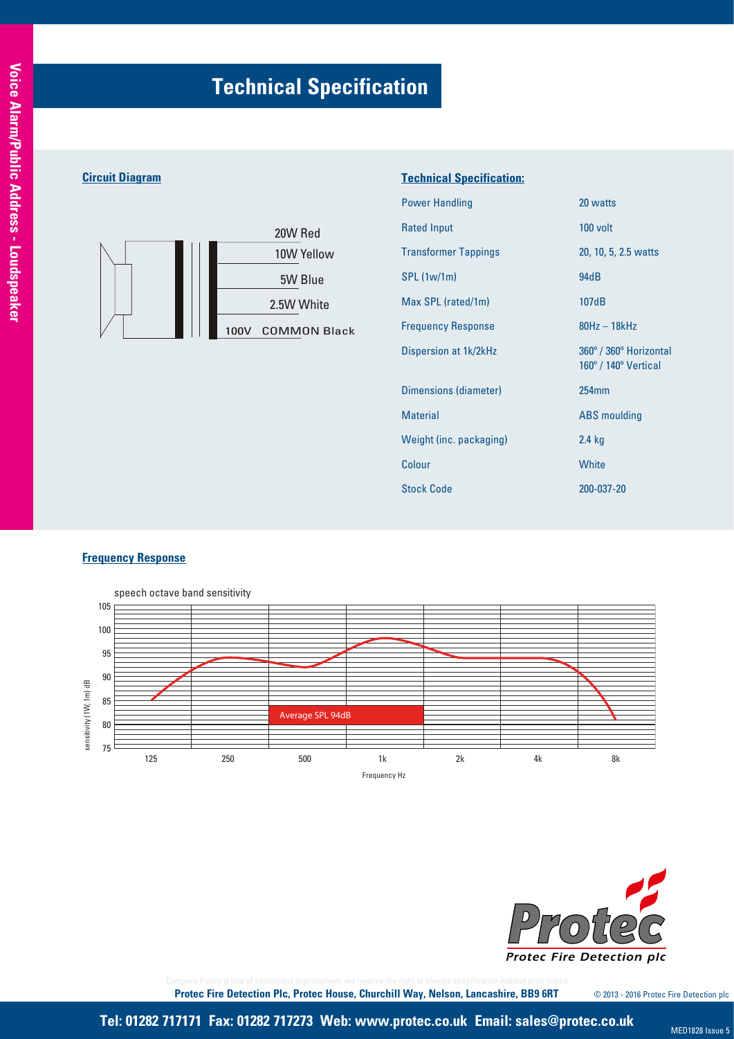# Technical Specification

## Circuit Diagram

20W Red

10W Yellow

5W Blue

2.5W White

100V COMMON Black

## Technical Specification:

| | |
|---|---|
| Power Handling | 20 watts |
| Rated Input | 100 volt |
| Transformer Tappings | 20, 10, 5, 2.5 watts |
| SPL (1w/1m) | 94dB |
| Max SPL (rated/1m) | 107dB |
| Frequency Response | 80Hz – 18kHz |
| Dispersion at 1k/2kHz | 360º / 360º Horizontal<br>160º / 140º Vertical |
| Dimensions (diameter) | 254mm |
| Material | ABS moulding |
| Weight (inc. packaging) | 2.4 kg |
| Colour | White |
| Stock Code | 200-037-20 |

## Frequency Response

speech octave band sensitivity

105
100
95
90
85
80
75

sensitivity (1W, 1m) dB

Average SPL 94dB

125 250 500 1k 2k 4k 8k

Frequency Hz

Protec Fire Detection plc

Company Policy is one of continuous improvement, we reserve the right to change specification without prior notice

**Protec Fire Detection Plc, Protec House, Churchill Way, Nelson, Lancashire, BB9 6RT**

© 2013 - 2016 Protec Fire Detection plc

**Tel: 01282 717171 Fax: 01282 717273 Web: www.protec.co.uk Email: sales@protec.co.uk**

MED1828 Issue 5